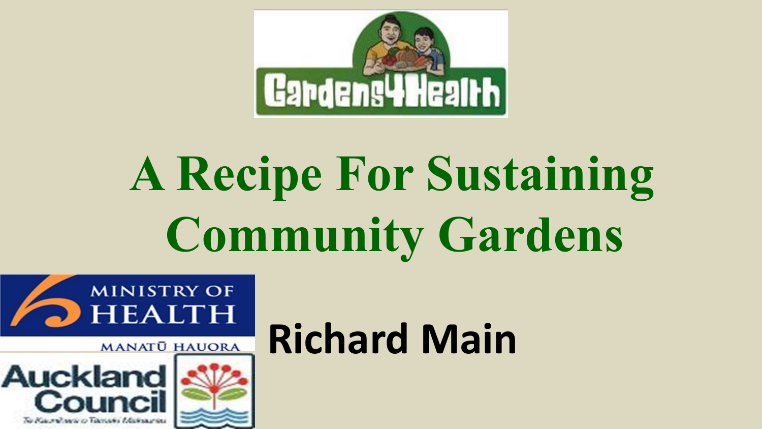Gardens4Health

# A Recipe For Sustaining Community Gardens

MINISTRY OF HEALTH
MANATŪ HAUORA

Auckland Council

**Richard Main**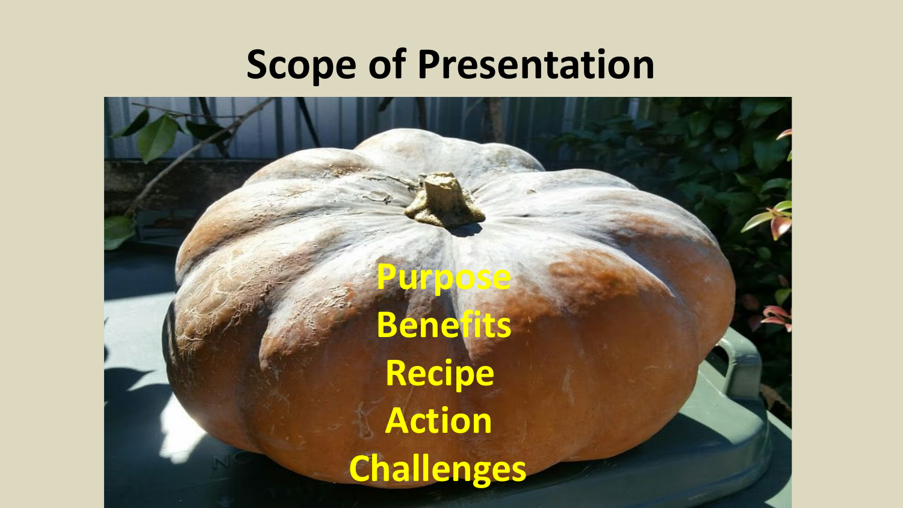# Scope of Presentation

**Purpose**
**Benefits**
**Recipe**
**Action**
**Challenges**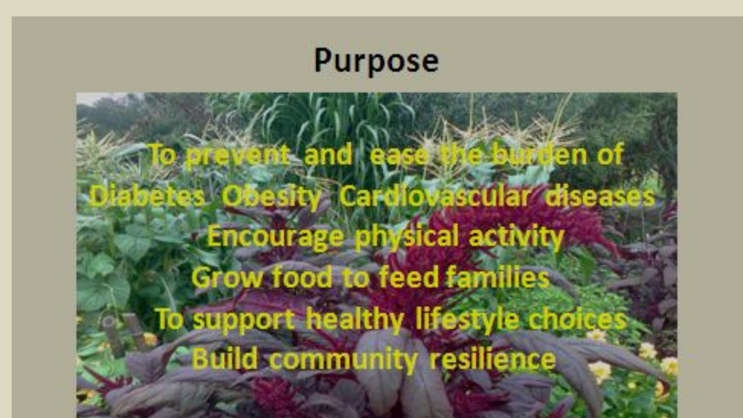# Purpose

To prevent and ease the burden of Diabetes Obesity Cardiovascular diseases

Encourage physical activity

Grow food to feed families

To support healthy lifestyle choices

Build community resilience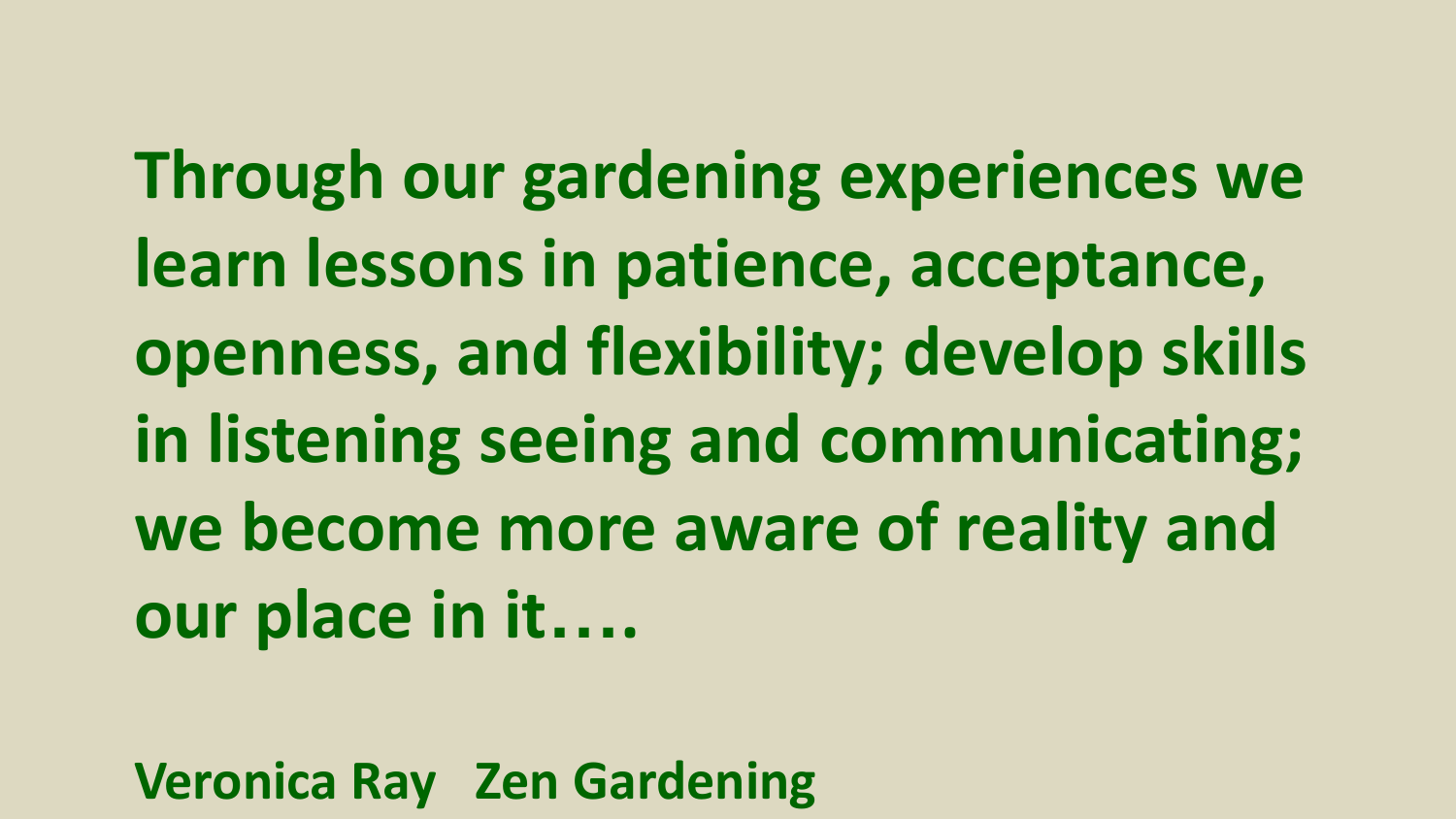**Through our gardening experiences we learn lessons in patience, acceptance, openness, and flexibility; develop skills in listening seeing and communicating; we become more aware of reality and our place in it….**

**Veronica Ray   Zen Gardening**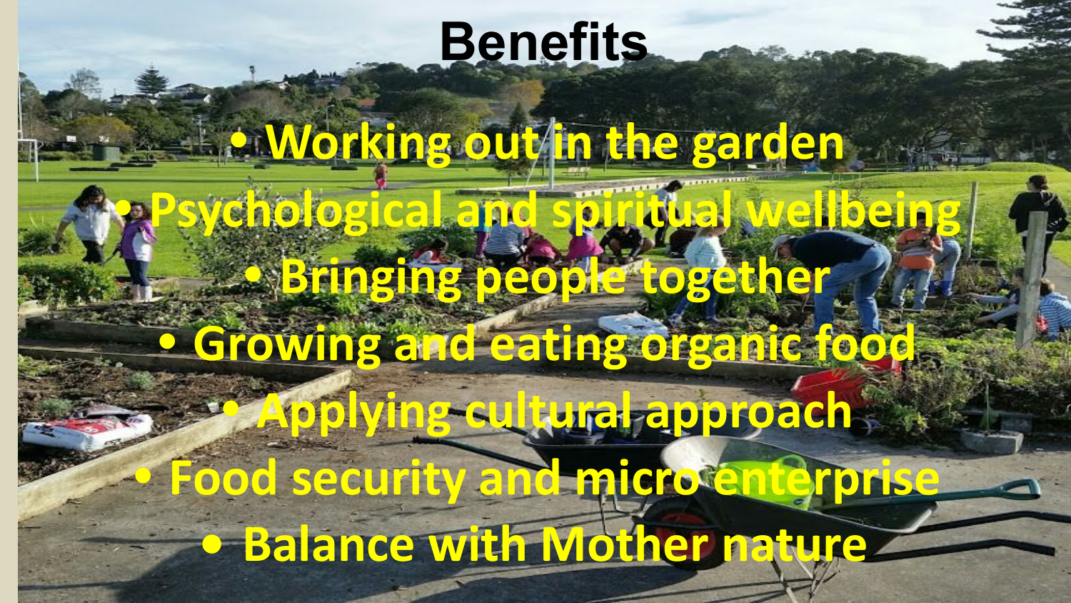# Benefits

- Working out in the garden
- Psychological and spiritual wellbeing
- Bringing people together
- Growing and eating organic food
- Applying cultural approach
- Food security and micro enterprise
- Balance with Mother nature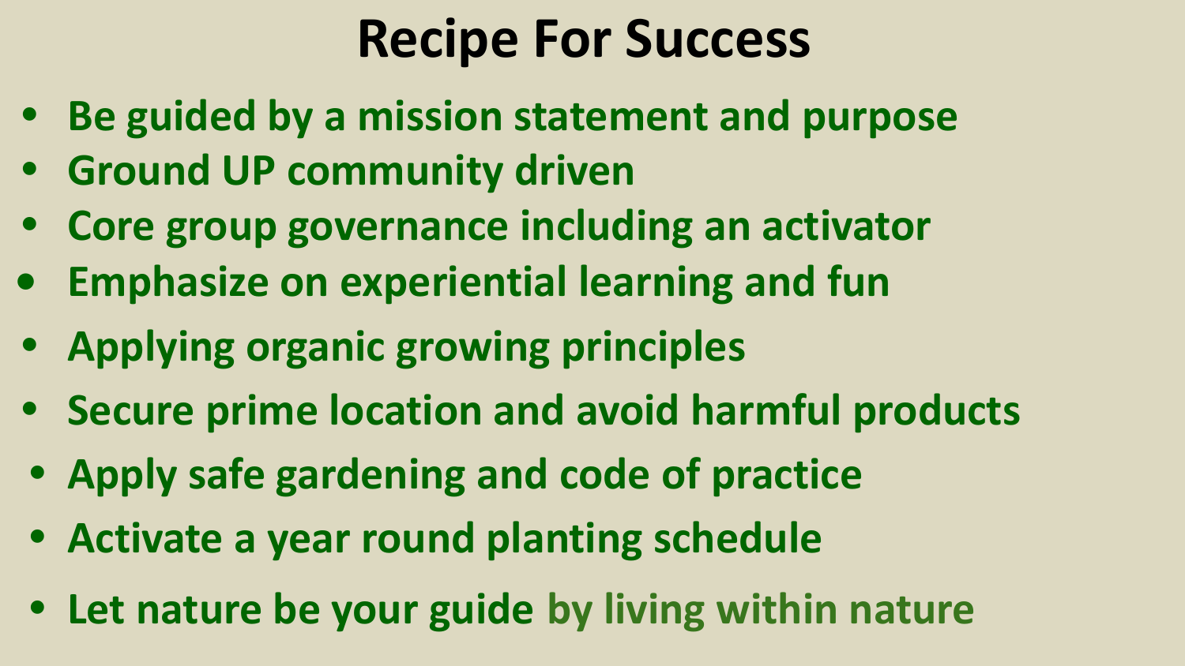# Recipe For Success

- **Be guided by a mission statement and purpose**
- **Ground UP community driven**
- **Core group governance including an activator**
- **Emphasize on experiential learning and fun**
- **Applying organic growing principles**
- **Secure prime location and avoid harmful products**
- **Apply safe gardening and code of practice**
- **Activate a year round planting schedule**
- **Let nature be your guide by living within nature**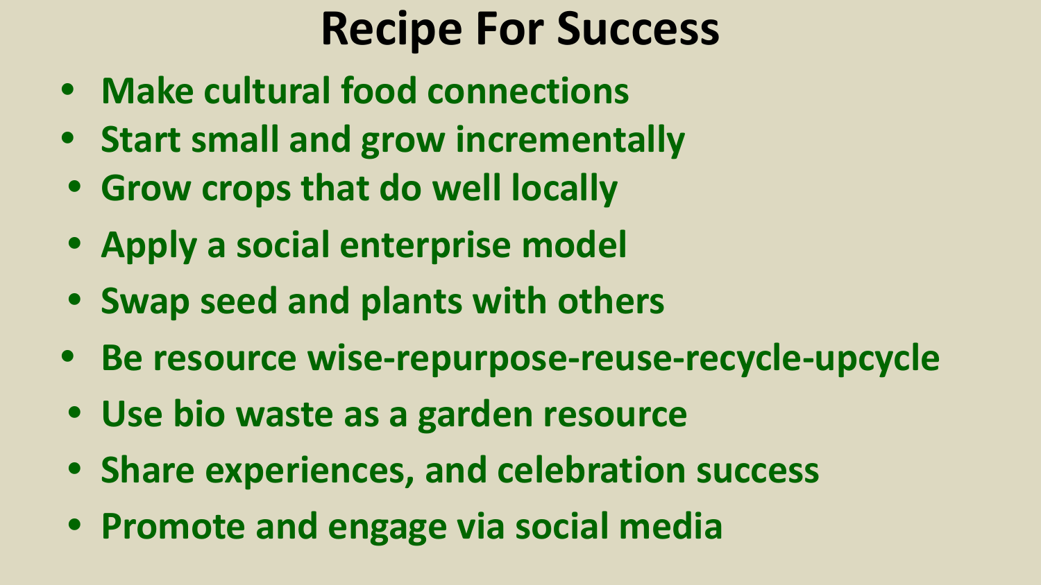# Recipe For Success

- **Make cultural food connections**
- **Start small and grow incrementally**
- **Grow crops that do well locally**
- **Apply a social enterprise model**
- **Swap seed and plants with others**
- **Be resource wise-repurpose-reuse-recycle-upcycle**
- **Use bio waste as a garden resource**
- **Share experiences, and celebration success**
- **Promote and engage via social media**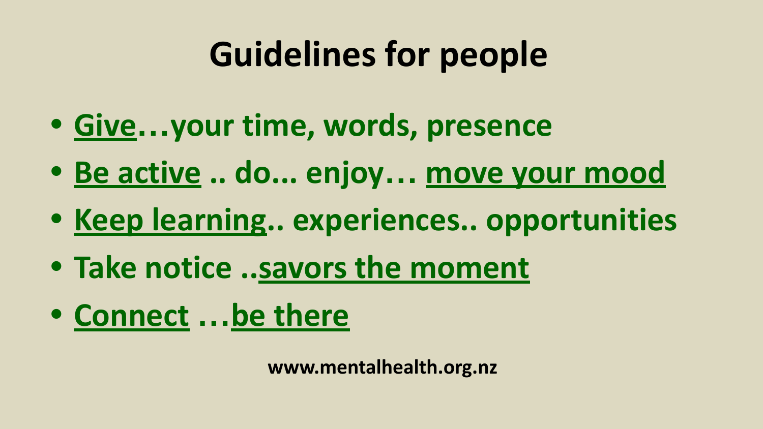# Guidelines for people

- Give…your time, words, presence
- Be active .. do... enjoy… move your mood
- Keep learning.. experiences.. opportunities
- Take notice ..savors the moment
- Connect …be there

www.mentalhealth.org.nz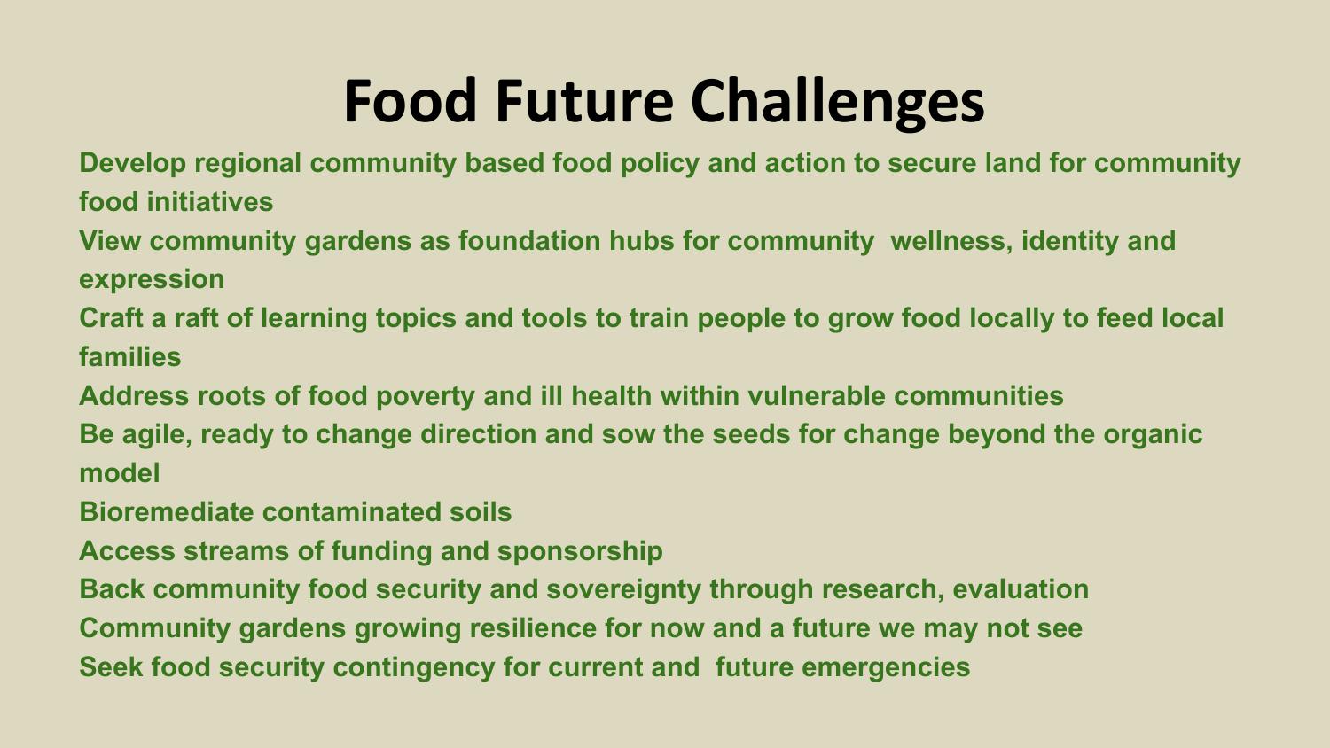# Food Future Challenges

**Develop regional community based food policy and action to secure land for community food initiatives**

**View community gardens as foundation hubs for community  wellness, identity and expression**

**Craft a raft of learning topics and tools to train people to grow food locally to feed local families**

**Address roots of food poverty and ill health within vulnerable communities**

**Be agile, ready to change direction and sow the seeds for change beyond the organic model**

**Bioremediate contaminated soils**

**Access streams of funding and sponsorship**

**Back community food security and sovereignty through research, evaluation**

**Community gardens growing resilience for now and a future we may not see**

**Seek food security contingency for current and  future emergencies**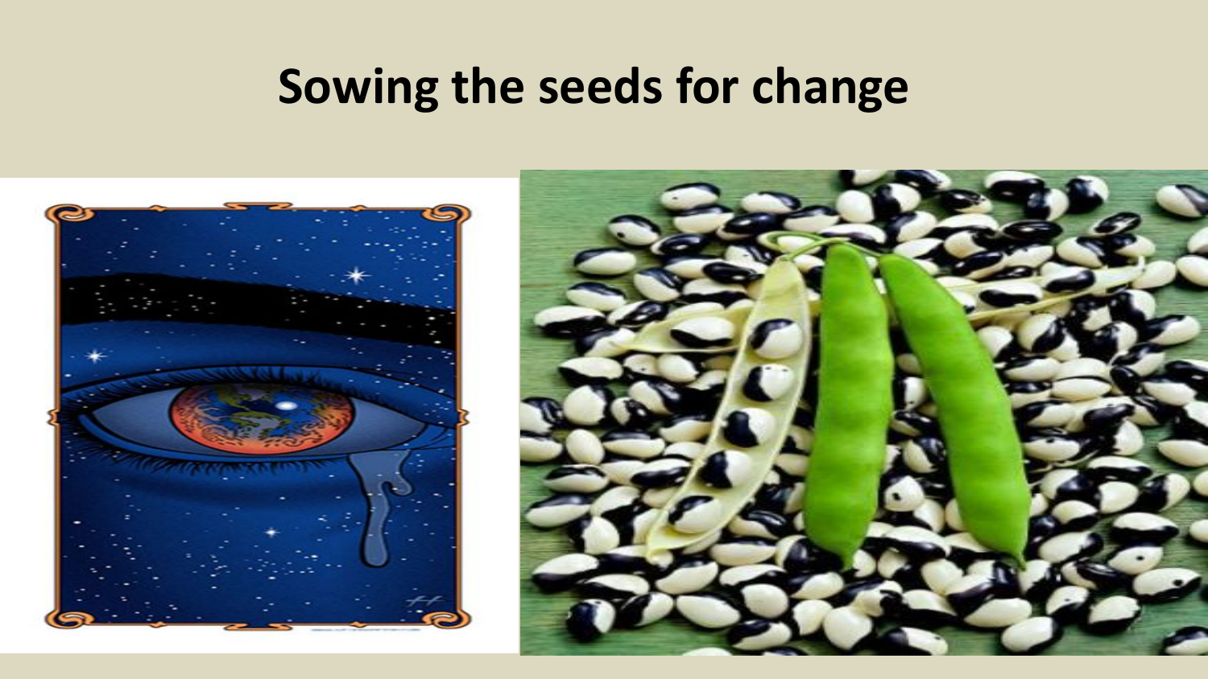# Sowing the seeds for change